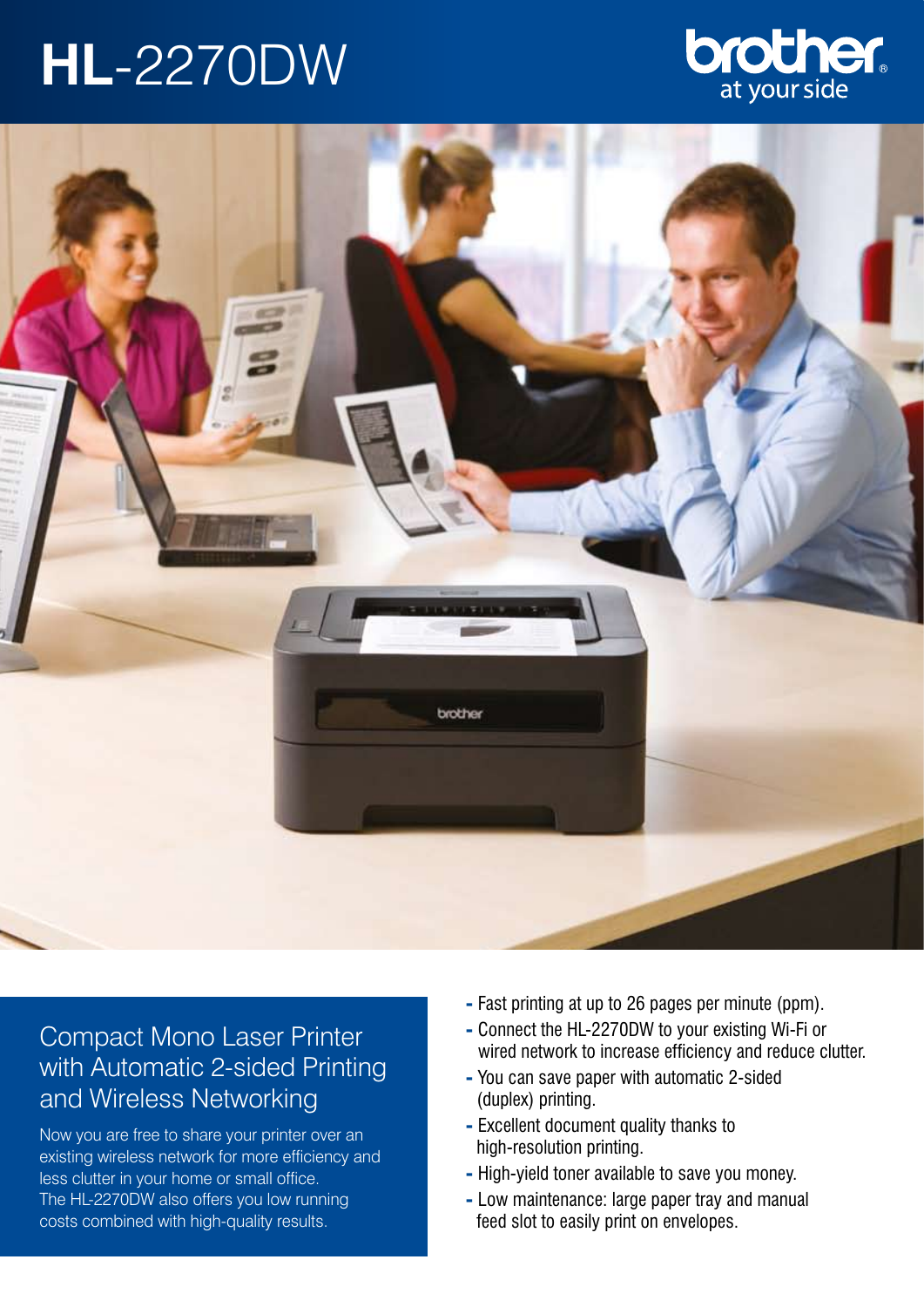# HL-2270DW

brother
at your side

## Compact Mono Laser Printer with Automatic 2-sided Printing and Wireless Networking

Now you are free to share your printer over an existing wireless network for more efficiency and less clutter in your home or small office. The HL-2270DW also offers you low running costs combined with high-quality results.

- Fast printing at up to 26 pages per minute (ppm).
- Connect the HL-2270DW to your existing Wi-Fi or wired network to increase efficiency and reduce clutter.
- You can save paper with automatic 2-sided (duplex) printing.
- Excellent document quality thanks to high-resolution printing.
- High-yield toner available to save you money.
- Low maintenance: large paper tray and manual feed slot to easily print on envelopes.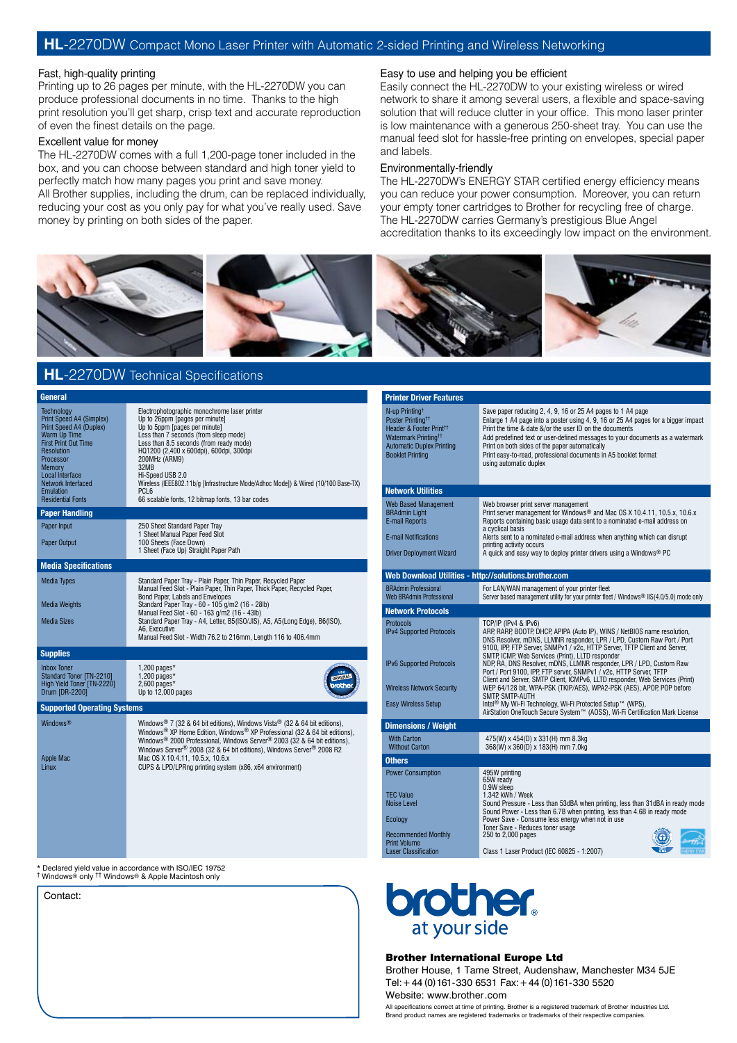# HL-2270DW Compact Mono Laser Printer with Automatic 2-sided Printing and Wireless Networking

### Fast, high-quality printing

Printing up to 26 pages per minute, with the HL-2270DW you can produce professional documents in no time. Thanks to the high print resolution you'll get sharp, crisp text and accurate reproduction of even the finest details on the page.

### Excellent value for money

The HL-2270DW comes with a full 1,200-page toner included in the box, and you can choose between standard and high toner yield to perfectly match how many pages you print and save money.
All Brother supplies, including the drum, can be replaced individually, reducing your cost as you only pay for what you've really used. Save money by printing on both sides of the paper.

### Easy to use and helping you be efficient

Easily connect the HL-2270DW to your existing wireless or wired network to share it among several users, a flexible and space-saving solution that will reduce clutter in your office. This mono laser printer is low maintenance with a generous 250-sheet tray. You can use the manual feed slot for hassle-free printing on envelopes, special paper and labels.

### Environmentally-friendly

The HL-2270DW's ENERGY STAR certified energy efficiency means you can reduce your power consumption. Moreover, you can return your empty toner cartridges to Brother for recycling free of charge. The HL-2270DW carries Germany's prestigious Blue Angel accreditation thanks to its exceedingly low impact on the environment.

## HL-2270DW Technical Specifications

| General | |
|---|---|
| Technology | Electrophotographic monochrome laser printer |
| Print Speed A4 (Simplex) | Up to 26ppm [pages per minute] |
| Print Speed A4 (Duplex) | Up to 5ppm [pages per minute] |
| Warm Up Time | Less than 7 seconds (from sleep mode) |
| First Print Out Time | Less than 8.5 seconds (from ready mode) |
| Resolution | HQ1200 (2,400 x 600dpi), 600dpi, 300dpi |
| Processor | 200MHz (ARM9) |
| Memory | 32MB |
| Local Interface | Hi-Speed USB 2.0 |
| Network Interfaced | Wireless (IEEE802.11b/g [Infrastructure Mode/Adhoc Mode]) & Wired (10/100 Base-TX) |
| Emulation | PCL6 |
| Residential Fonts | 66 scalable fonts, 12 bitmap fonts, 13 bar codes |

| Paper Handling | |
|---|---|
| Paper Input | 250 Sheet Standard Paper Tray<br>1 Sheet Manual Paper Feed Slot |
| Paper Output | 100 Sheets (Face Down)<br>1 Sheet (Face Up) Straight Paper Path |

| Media Specifications | |
|---|---|
| Media Types | Standard Paper Tray - Plain Paper, Thin Paper, Recycled Paper<br>Manual Feed Slot - Plain Paper, Thin Paper, Thick Paper, Recycled Paper, Bond Paper, Labels and Envelopes |
| Media Weights | Standard Paper Tray - 60 - 105 g/m2 (16 - 28lb)<br>Manual Feed Slot - 60 - 163 g/m2 (16 - 43lb) |
| Media Sizes | Standard Paper Tray - A4, Letter, B5(ISO/JIS), A5, A5(Long Edge), B6(ISO), A6, Executive<br>Manual Feed Slot - Width 76.2 to 216mm, Length 116 to 406.4mm |

| Supplies | |
|---|---|
| Inbox Toner | 1,200 pages* |
| Standard Toner [TN-2210] | 1,200 pages* |
| High Yield Toner [TN-2220] | 2,600 pages* |
| Drum [DR-2200] | Up to 12,000 pages |

| Supported Operating Systems | |
|---|---|
| Windows® | Windows® 7 (32 & 64 bit editions), Windows Vista® (32 & 64 bit editions), Windows® XP Home Edition, Windows® XP Professional (32 & 64 bit editions), Windows® 2000 Professional, Windows Server® 2003 (32 & 64 bit editions), Windows Server® 2008 (32 & 64 bit editions), Windows Server® 2008 R2 |
| Apple Mac | Mac OS X 10.4.11, 10.5.x, 10.6.x |
| Linux | CUPS & LPD/LPRng printing system (x86, x64 environment) |

\* Declared yield value in accordance with ISO/IEC 19752
† Windows® only †† Windows® & Apple Macintosh only

| Printer Driver Features | |
|---|---|
| N-up Printing† | Save paper reducing 2, 4, 9, 16 or 25 A4 pages to 1 A4 page |
| Poster Printing†† | Enlarge 1 A4 page into a poster using 4, 9, 16 or 25 A4 pages for a bigger impact |
| Header & Footer Print†† | Print the time & date &/or the user ID on the documents |
| Watermark Printing†† | Add predefined text or user-defined messages to your documents as a watermark |
| Automatic Duplex Printing | Print on both sides of the paper automatically |
| Booklet Printing | Print easy-to-read, professional documents in A5 booklet format using automatic duplex |

| Network Utilities | |
|---|---|
| Web Based Management | Web browser print server management |
| BRAdmin Light | Print server management for Windows® and Mac OS X 10.4.11, 10.5.x, 10.6.x |
| E-mail Reports | Reports containing basic usage data sent to a nominated e-mail address on a cyclical basis |
| E-mail Notifications | Alerts sent to a nominated e-mail address when anything which can disrupt printing activity occurs |
| Driver Deployment Wizard | A quick and easy way to deploy printer drivers using a Windows® PC |

| Web Download Utilities - http://solutions.brother.com | |
|---|---|
| BRAdmin Professional | For LAN/WAN management of your printer fleet |
| Web BRAdmin Professional | Server based management utility for your printer fleet / Windows® IIS(4.0/5.0) mode only |

| Network Protocols | |
|---|---|
| Protocols | TCP/IP (IPv4 & IPv6) |
| IPv4 Supported Protocols | ARP, RARP, BOOTP, DHCP, APIPA (Auto IP), WINS / NetBIOS name resolution, DNS Resolver, mDNS, LLMNR responder, LPR / LPD, Custom Raw Port / Port 9100, IPP, FTP Server, SNMPv1 / v2c, HTTP Server, TFTP Client and Server, SMTP, ICMP, Web Services (Print), LLTD responder |
| IPv6 Supported Protocols | NDP, RA, DNS Resolver, mDNS, LLMNR responder, LPR / LPD, Custom Raw Port / Port 9100, IPP, FTP server, SNMPv1 / v2c, HTTP Server, TFTP Client and Server, SMTP Client, ICMPv6, LLTD responder, Web Services (Print) |
| Wireless Network Security | WEP 64/128 bit, WPA-PSK (TKIP/AES), WPA2-PSK (AES), APOP, POP before SMTP, SMTP-AUTH |
| Easy Wireless Setup | Intel® My Wi-Fi Technology, Wi-Fi Protected Setup™ (WPS), AirStation OneTouch Secure System™ (AOSS), Wi-Fi Certification Mark License |

| Dimensions / Weight | |
|---|---|
| With Carton | 475(W) x 454(D) x 331(H) mm 8.3kg |
| Without Carton | 368(W) x 360(D) x 183(H) mm 7.0kg |

| Others | |
|---|---|
| Power Consumption | 495W printing<br>65W ready<br>0.9W sleep |
| TEC Value | 1.342 kWh / Week |
| Noise Level | Sound Pressure - Less than 53dBA when printing, less than 31dBA in ready mode<br>Sound Power - Less than 6.7B when printing, less than 4.6B in ready mode |
| Ecology | Power Save - Consume less energy when not in use<br>Toner Save - Reduces toner usage |
| Recommended Monthly Print Volume | 250 to 2,000 pages |
| Laser Classification | Class 1 Laser Product (IEC 60825 - 1:2007) |

Contact:

brother at your side

**Brother International Europe Ltd**
Brother House, 1 Tame Street, Audenshaw, Manchester M34 5JE
Tel: +44 (0) 161-330 6531 Fax: +44 (0) 161-330 5520
Website: www.brother.com

All specifications correct at time of printing. Brother is a registered trademark of Brother Industries Ltd. Brand product names are registered trademarks or trademarks of their respective companies.